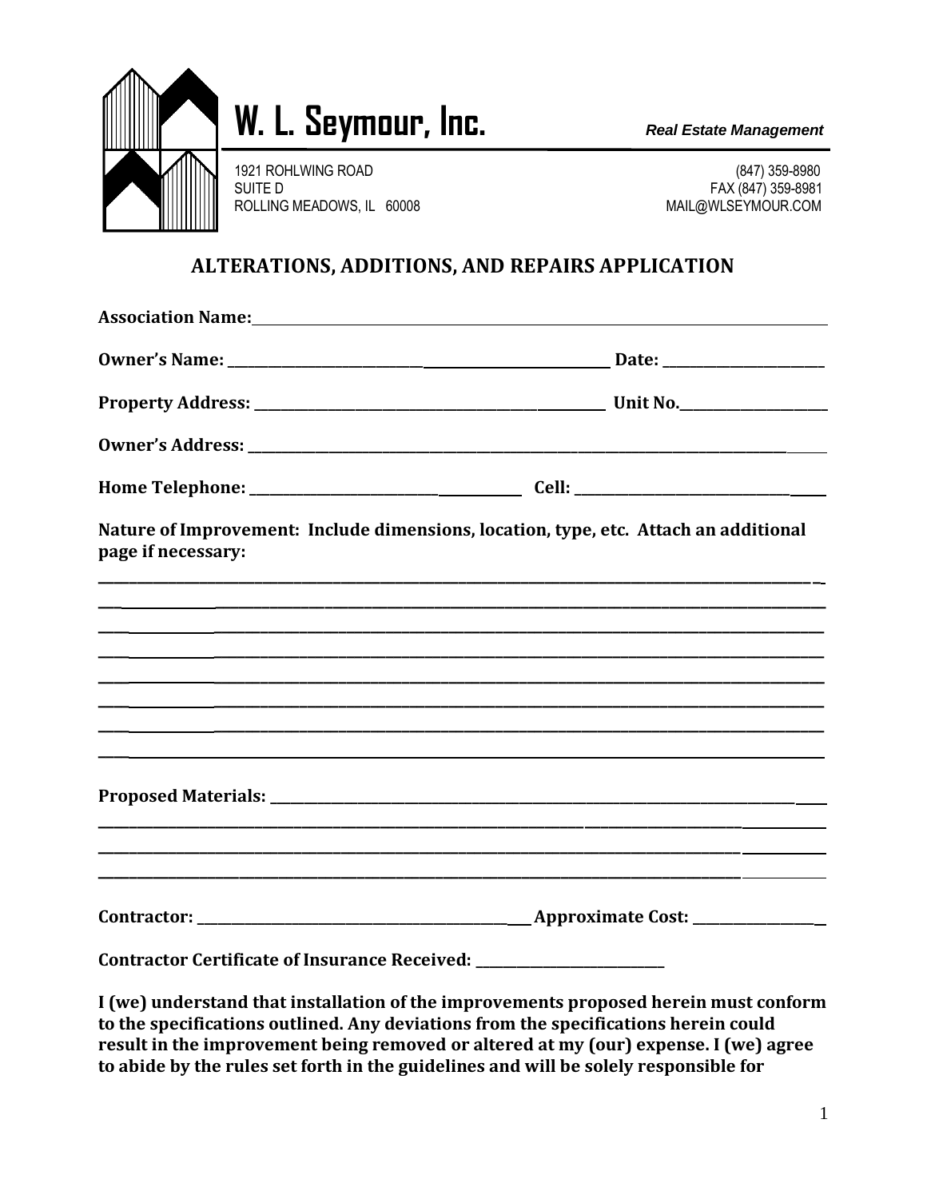# W. L. Seymour, Inc.

*Real Estate Management*

1921 ROHLWING ROAD
SUITE D
ROLLING MEADOWS, IL 60008

(847) 359-8980
FAX (847) 359-8981
MAIL@WLSEYMOUR.COM

## ALTERATIONS, ADDITIONS, AND REPAIRS APPLICATION

**Association Name:**_______________________________________________

**Owner's Name:** _______________________________ **Date:** ______________

**Property Address:** ____________________________ **Unit No.**______________

**Owner's Address:** _____________________________________________

**Home Telephone:** ______________________ **Cell:** ______________________

**Nature of Improvement: Include dimensions, location, type, etc. Attach an additional page if necessary:**

_______________________________________________________________

_______________________________________________________________

_______________________________________________________________

_______________________________________________________________

_______________________________________________________________

_______________________________________________________________

_______________________________________________________________

_______________________________________________________________

**Proposed Materials:** __________________________________________

_______________________________________________________________

_______________________________________________________________

_______________________________________________________________

**Contractor:** ____________________________ **Approximate Cost:** ____________

**Contractor Certificate of Insurance Received:** ____________________

**I (we) understand that installation of the improvements proposed herein must conform to the specifications outlined. Any deviations from the specifications herein could result in the improvement being removed or altered at my (our) expense. I (we) agree to abide by the rules set forth in the guidelines and will be solely responsible for**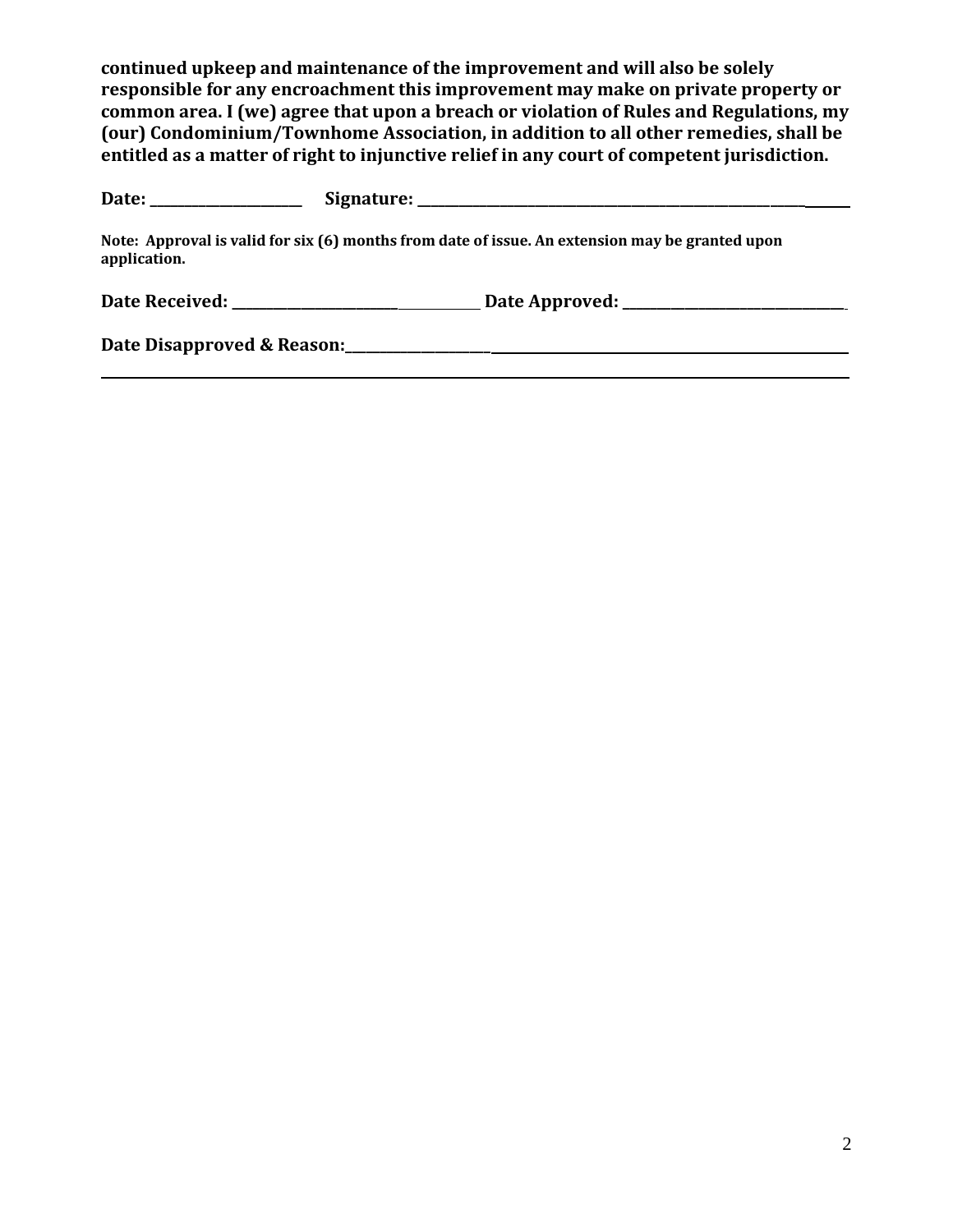**continued upkeep and maintenance of the improvement and will also be solely responsible for any encroachment this improvement may make on private property or common area. I (we) agree that upon a breach or violation of Rules and Regulations, my (our) Condominium/Townhome Association, in addition to all other remedies, shall be entitled as a matter of right to injunctive relief in any court of competent jurisdiction.**

**Date: ______________________ Signature: ____________________________________________________________**

**Note: Approval is valid for six (6) months from date of issue. An extension may be granted upon application.**

**Date Received: ______________________________________ Date Approved: ________________________________**

**Date Disapproved & Reason:______________________________________________________________________**

___________________________________________________________________________________________